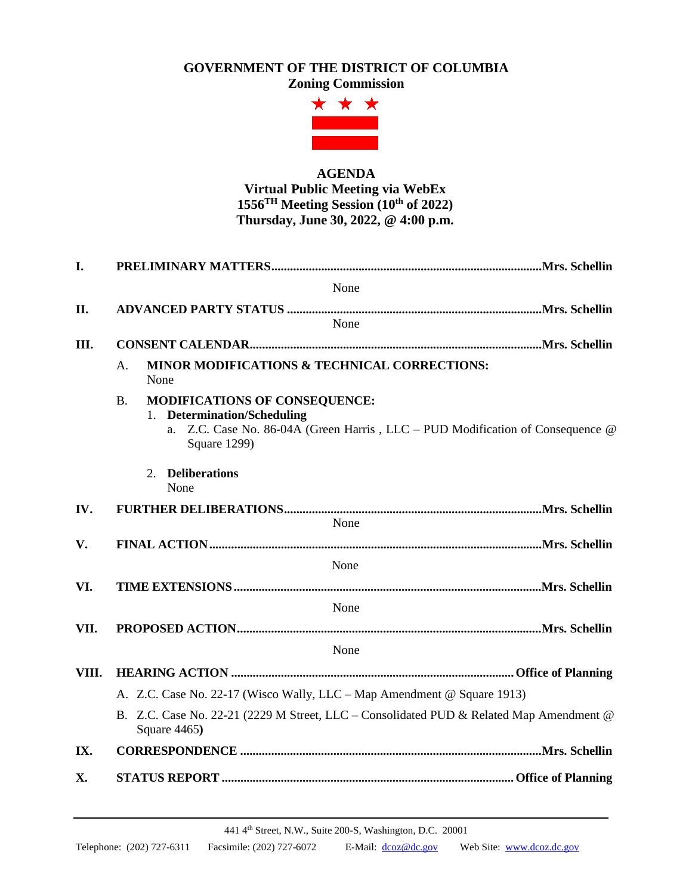# GOVERNMENT OF THE DISTRICT OF COLUMBIA
## Zoning Commission

## AGENDA
### Virtual Public Meeting via WebEx
### 1556TH Meeting Session (10th of 2022)
### Thursday, June 30, 2022, @ 4:00 p.m.

**I. PRELIMINARY MATTERS** ........................................ **Mrs. Schellin**

None

**II. ADVANCED PARTY STATUS** ........................................ **Mrs. Schellin**

None

**III. CONSENT CALENDAR** ........................................ **Mrs. Schellin**

A. **MINOR MODIFICATIONS & TECHNICAL CORRECTIONS:**
None

B. **MODIFICATIONS OF CONSEQUENCE:**

1. **Determination/Scheduling**
   a. Z.C. Case No. 86-04A (Green Harris , LLC – PUD Modification of Consequence @ Square 1299)

2. **Deliberations**
   None

**IV. FURTHER DELIBERATIONS** ........................................ **Mrs. Schellin**

None

**V. FINAL ACTION** ........................................ **Mrs. Schellin**

None

**VI. TIME EXTENSIONS** ........................................ **Mrs. Schellin**

None

**VII. PROPOSED ACTION** ........................................ **Mrs. Schellin**

None

**VIII. HEARING ACTION** ........................................ **Office of Planning**

A. Z.C. Case No. 22-17 (Wisco Wally, LLC – Map Amendment @ Square 1913)

B. Z.C. Case No. 22-21 (2229 M Street, LLC – Consolidated PUD & Related Map Amendment @ Square 4465**)**

**IX. CORRESPONDENCE** ........................................ **Mrs. Schellin**

**X. STATUS REPORT** ........................................ **Office of Planning**

441 4th Street, N.W., Suite 200-S, Washington, D.C. 20001

Telephone: (202) 727-6311 Facsimile: (202) 727-6072 E-Mail: dcoz@dc.gov Web Site: www.dcoz.dc.gov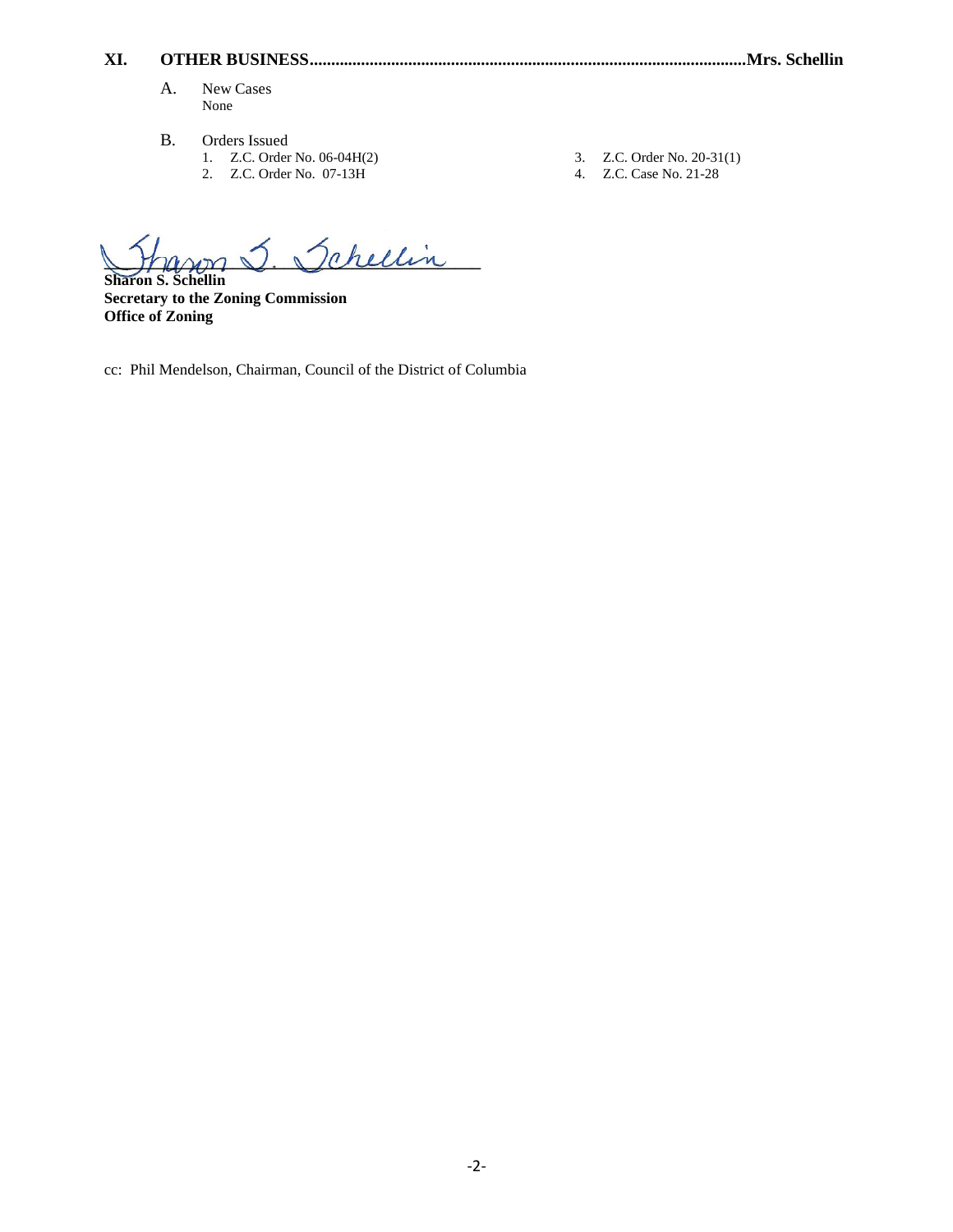## XI. OTHER BUSINESS....................................................................................................Mrs. Schellin

A. New Cases
None

B. Orders Issued
1. Z.C. Order No. 06-04H(2)
2. Z.C. Order No. 07-13H
3. Z.C. Order No. 20-31(1)
4. Z.C. Case No. 21-28

**Sharon S. Schellin**
**Secretary to the Zoning Commission**
**Office of Zoning**

cc: Phil Mendelson, Chairman, Council of the District of Columbia